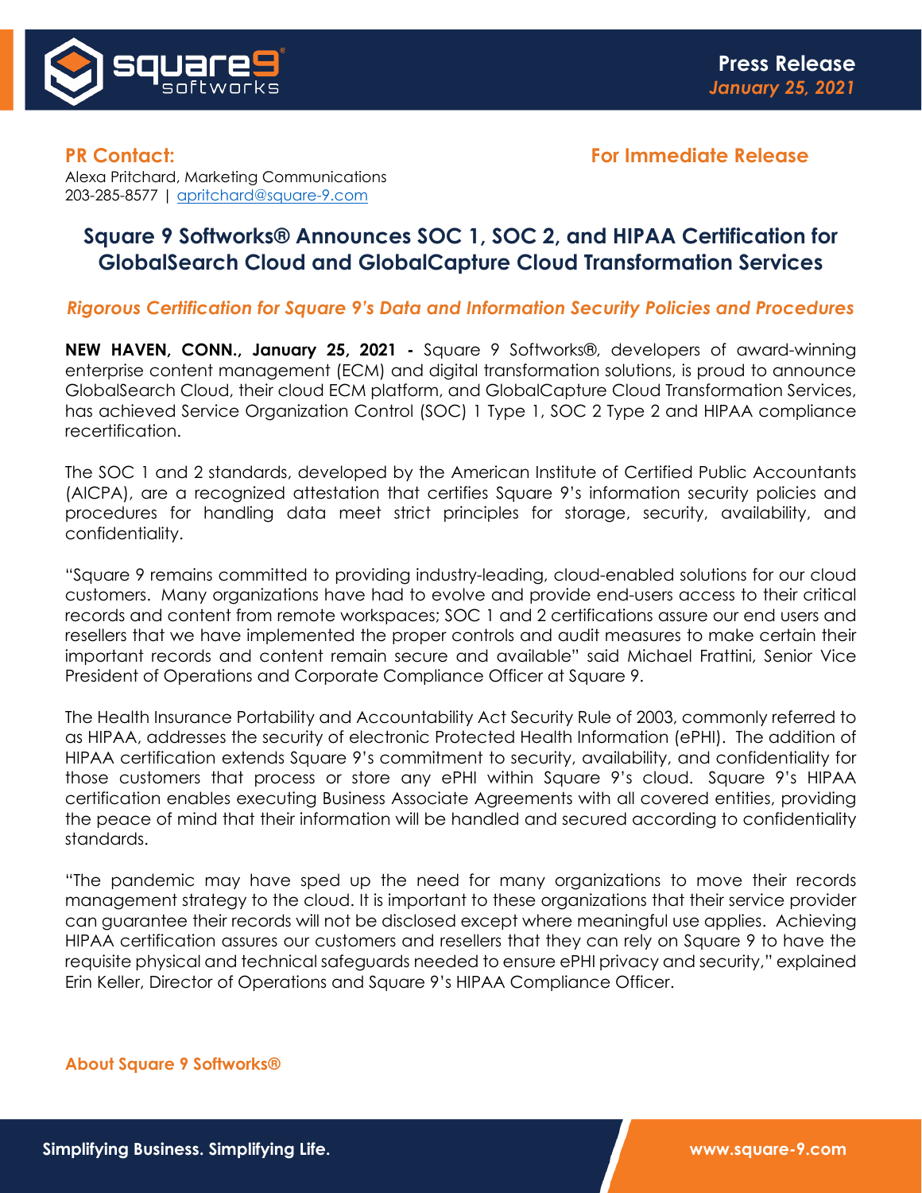**Press Release**
*January 25, 2021*

**PR Contact:**
Alexa Pritchard, Marketing Communications
203-285-8577 | apritchard@square-9.com

**For Immediate Release**

# Square 9 Softworks® Announces SOC 1, SOC 2, and HIPAA Certification for GlobalSearch Cloud and GlobalCapture Cloud Transformation Services

*Rigorous Certification for Square 9's Data and Information Security Policies and Procedures*

**NEW HAVEN, CONN., January 25, 2021 -** Square 9 Softworks®, developers of award-winning enterprise content management (ECM) and digital transformation solutions, is proud to announce GlobalSearch Cloud, their cloud ECM platform, and GlobalCapture Cloud Transformation Services, has achieved Service Organization Control (SOC) 1 Type 1, SOC 2 Type 2 and HIPAA compliance recertification.

The SOC 1 and 2 standards, developed by the American Institute of Certified Public Accountants (AICPA), are a recognized attestation that certifies Square 9's information security policies and procedures for handling data meet strict principles for storage, security, availability, and confidentiality.

"Square 9 remains committed to providing industry-leading, cloud-enabled solutions for our cloud customers. Many organizations have had to evolve and provide end-users access to their critical records and content from remote workspaces; SOC 1 and 2 certifications assure our end users and resellers that we have implemented the proper controls and audit measures to make certain their important records and content remain secure and available" said Michael Frattini, Senior Vice President of Operations and Corporate Compliance Officer at Square 9.

The Health Insurance Portability and Accountability Act Security Rule of 2003, commonly referred to as HIPAA, addresses the security of electronic Protected Health Information (ePHI). The addition of HIPAA certification extends Square 9's commitment to security, availability, and confidentiality for those customers that process or store any ePHI within Square 9's cloud. Square 9's HIPAA certification enables executing Business Associate Agreements with all covered entities, providing the peace of mind that their information will be handled and secured according to confidentiality standards.

"The pandemic may have sped up the need for many organizations to move their records management strategy to the cloud. It is important to these organizations that their service provider can guarantee their records will not be disclosed except where meaningful use applies. Achieving HIPAA certification assures our customers and resellers that they can rely on Square 9 to have the requisite physical and technical safeguards needed to ensure ePHI privacy and security," explained Erin Keller, Director of Operations and Square 9's HIPAA Compliance Officer.

## About Square 9 Softworks®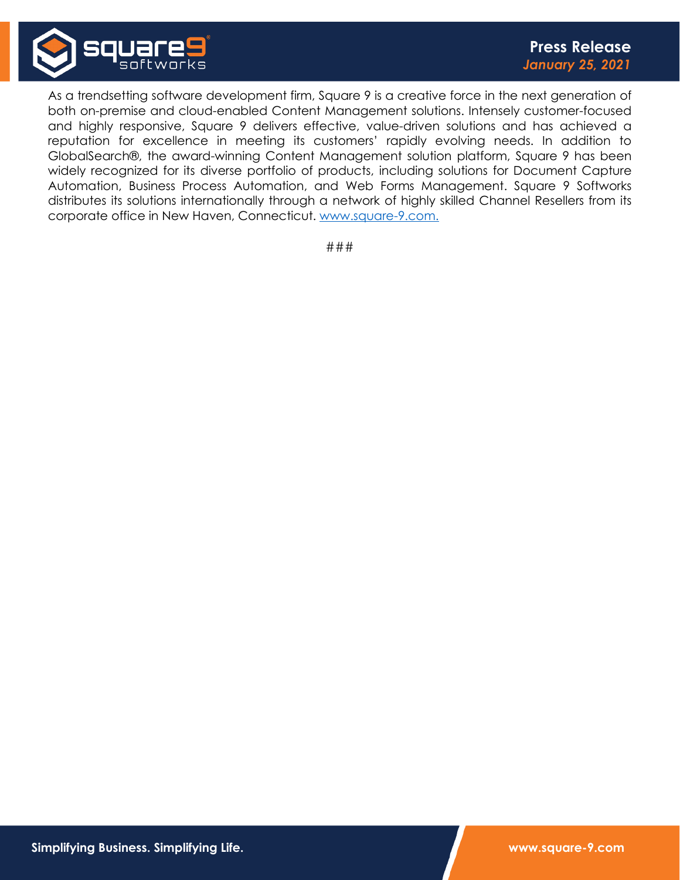As a trendsetting software development firm, Square 9 is a creative force in the next generation of both on-premise and cloud-enabled Content Management solutions. Intensely customer-focused and highly responsive, Square 9 delivers effective, value-driven solutions and has achieved a reputation for excellence in meeting its customers' rapidly evolving needs. In addition to GlobalSearch®, the award-winning Content Management solution platform, Square 9 has been widely recognized for its diverse portfolio of products, including solutions for Document Capture Automation, Business Process Automation, and Web Forms Management. Square 9 Softworks distributes its solutions internationally through a network of highly skilled Channel Resellers from its corporate office in New Haven, Connecticut. [www.square-9.com.](http://www.square-9.com)

###